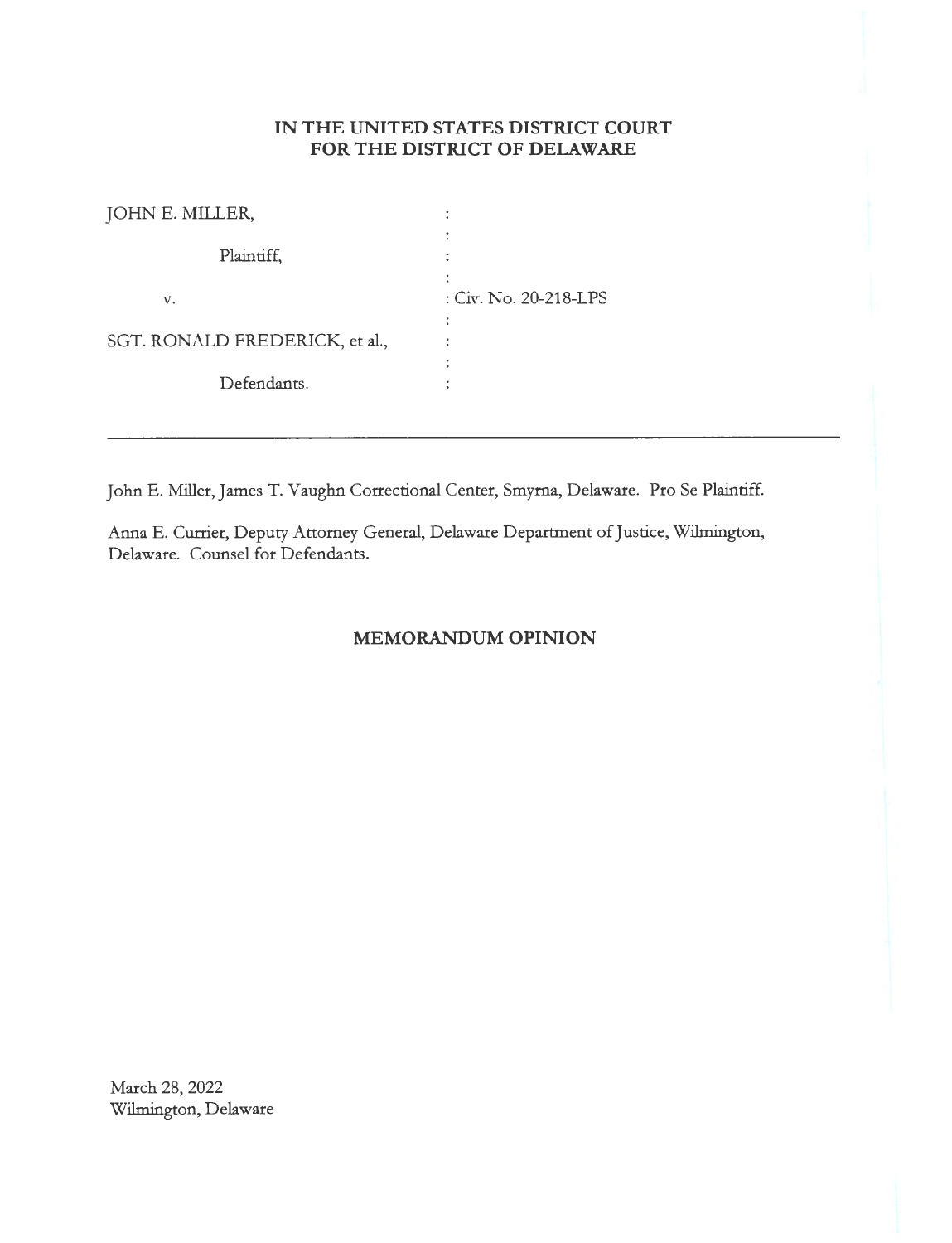**IN THE UNITED STATES DISTRICT COURT
FOR THE DISTRICT OF DELAWARE**

JOHN E. MILLER,

Plaintiff,

v.

SGT. RONALD FREDERICK, et al.,

Defendants.

: Civ. No. 20-218-LPS

---

John E. Miller, James T. Vaughn Correctional Center, Smyrna, Delaware. Pro Se Plaintiff.

Anna E. Currier, Deputy Attorney General, Delaware Department of Justice, Wilmington, Delaware. Counsel for Defendants.

## MEMORANDUM OPINION

March 28, 2022
Wilmington, Delaware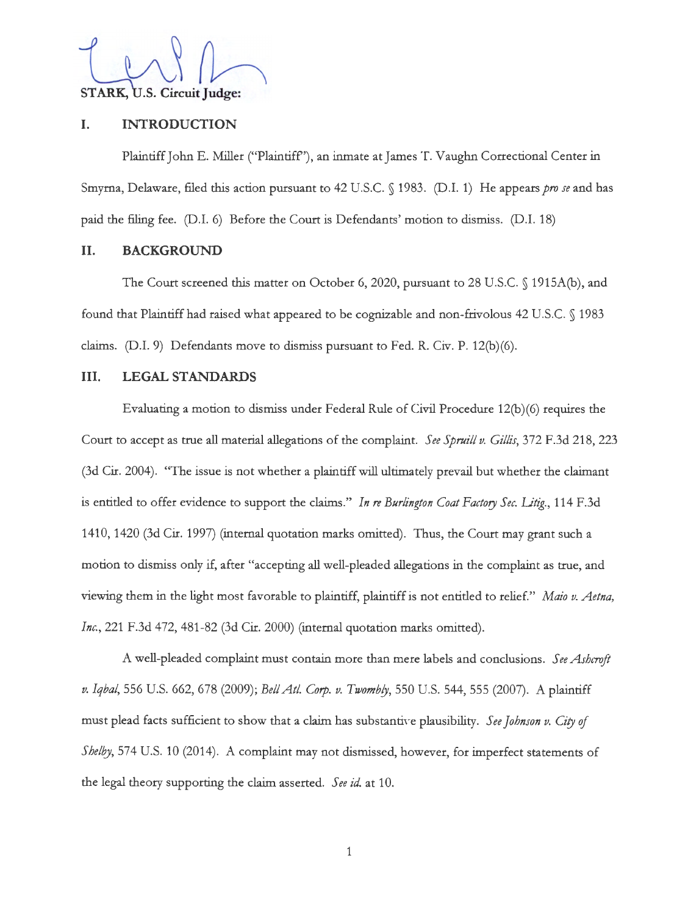STARK, U.S. Circuit Judge:

## I. INTRODUCTION

Plaintiff John E. Miller ("Plaintiff"), an inmate at James T. Vaughn Correctional Center in Smyrna, Delaware, filed this action pursuant to 42 U.S.C. § 1983. (D.I. 1) He appears *pro se* and has paid the filing fee. (D.I. 6) Before the Court is Defendants' motion to dismiss. (D.I. 18)

## II. BACKGROUND

The Court screened this matter on October 6, 2020, pursuant to 28 U.S.C. § 1915A(b), and found that Plaintiff had raised what appeared to be cognizable and non-frivolous 42 U.S.C. § 1983 claims. (D.I. 9) Defendants move to dismiss pursuant to Fed. R. Civ. P. 12(b)(6).

## III. LEGAL STANDARDS

Evaluating a motion to dismiss under Federal Rule of Civil Procedure 12(b)(6) requires the Court to accept as true all material allegations of the complaint. *See Spruill v. Gillis*, 372 F.3d 218, 223 (3d Cir. 2004). "The issue is not whether a plaintiff will ultimately prevail but whether the claimant is entitled to offer evidence to support the claims." *In re Burlington Coat Factory Sec. Litig.*, 114 F.3d 1410, 1420 (3d Cir. 1997) (internal quotation marks omitted). Thus, the Court may grant such a motion to dismiss only if, after "accepting all well-pleaded allegations in the complaint as true, and viewing them in the light most favorable to plaintiff, plaintiff is not entitled to relief." *Maio v. Aetna, Inc.*, 221 F.3d 472, 481-82 (3d Cir. 2000) (internal quotation marks omitted).

A well-pleaded complaint must contain more than mere labels and conclusions. *See Ashcroft v. Iqbal*, 556 U.S. 662, 678 (2009); *Bell Atl. Corp. v. Twombly*, 550 U.S. 544, 555 (2007). A plaintiff must plead facts sufficient to show that a claim has substantive plausibility. *See Johnson v. City of Shelby*, 574 U.S. 10 (2014). A complaint may not dismissed, however, for imperfect statements of the legal theory supporting the claim asserted. *See id.* at 10.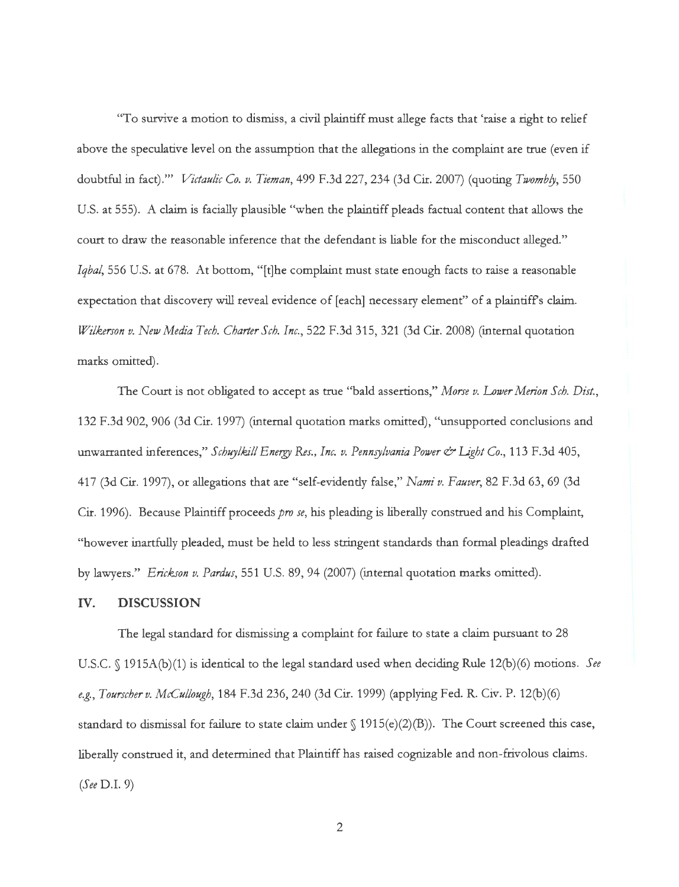"To survive a motion to dismiss, a civil plaintiff must allege facts that 'raise a right to relief above the speculative level on the assumption that the allegations in the complaint are true (even if doubtful in fact).'" *Victaulic Co. v. Tieman*, 499 F.3d 227, 234 (3d Cir. 2007) (quoting *Twombly*, 550 U.S. at 555). A claim is facially plausible "when the plaintiff pleads factual content that allows the court to draw the reasonable inference that the defendant is liable for the misconduct alleged." *Iqbal*, 556 U.S. at 678. At bottom, "[t]he complaint must state enough facts to raise a reasonable expectation that discovery will reveal evidence of [each] necessary element" of a plaintiff's claim. *Wilkerson v. New Media Tech. Charter Sch. Inc.*, 522 F.3d 315, 321 (3d Cir. 2008) (internal quotation marks omitted).

The Court is not obligated to accept as true "bald assertions," *Morse v. Lower Merion Sch. Dist.*, 132 F.3d 902, 906 (3d Cir. 1997) (internal quotation marks omitted), "unsupported conclusions and unwarranted inferences," *Schuylkill Energy Res., Inc. v. Pennsylvania Power & Light Co.*, 113 F.3d 405, 417 (3d Cir. 1997), or allegations that are "self-evidently false," *Nami v. Fauver*, 82 F.3d 63, 69 (3d Cir. 1996). Because Plaintiff proceeds *pro se*, his pleading is liberally construed and his Complaint, "however inartfully pleaded, must be held to less stringent standards than formal pleadings drafted by lawyers." *Erickson v. Pardus*, 551 U.S. 89, 94 (2007) (internal quotation marks omitted).

## IV. DISCUSSION

The legal standard for dismissing a complaint for failure to state a claim pursuant to 28 U.S.C. § 1915A(b)(1) is identical to the legal standard used when deciding Rule 12(b)(6) motions. *See e.g., Tourscher v. McCullough*, 184 F.3d 236, 240 (3d Cir. 1999) (applying Fed. R. Civ. P. 12(b)(6) standard to dismissal for failure to state claim under § 1915(e)(2)(B)). The Court screened this case, liberally construed it, and determined that Plaintiff has raised cognizable and non-frivolous claims. (*See* D.I. 9)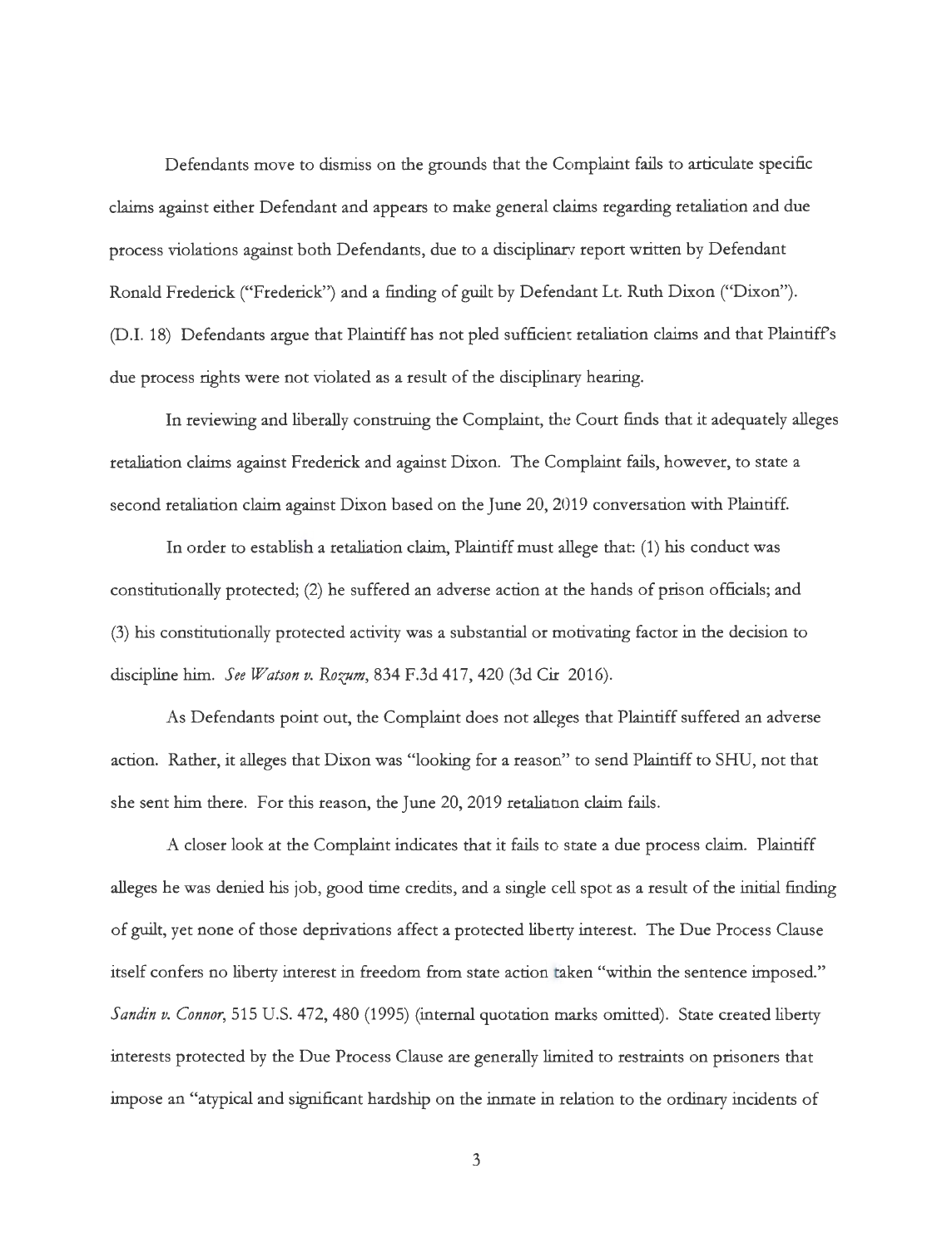Defendants move to dismiss on the grounds that the Complaint fails to articulate specific claims against either Defendant and appears to make general claims regarding retaliation and due process violations against both Defendants, due to a disciplinary report written by Defendant Ronald Frederick ("Frederick") and a finding of guilt by Defendant Lt. Ruth Dixon ("Dixon"). (D.I. 18) Defendants argue that Plaintiff has not pled sufficient retaliation claims and that Plaintiff's due process rights were not violated as a result of the disciplinary hearing.

In reviewing and liberally construing the Complaint, the Court finds that it adequately alleges retaliation claims against Frederick and against Dixon. The Complaint fails, however, to state a second retaliation claim against Dixon based on the June 20, 2019 conversation with Plaintiff.

In order to establish a retaliation claim, Plaintiff must allege that: (1) his conduct was constitutionally protected; (2) he suffered an adverse action at the hands of prison officials; and (3) his constitutionally protected activity was a substantial or motivating factor in the decision to discipline him. *See Watson v. Rozum*, 834 F.3d 417, 420 (3d Cir 2016).

As Defendants point out, the Complaint does not alleges that Plaintiff suffered an adverse action. Rather, it alleges that Dixon was "looking for a reason" to send Plaintiff to SHU, not that she sent him there. For this reason, the June 20, 2019 retaliation claim fails.

A closer look at the Complaint indicates that it fails to state a due process claim. Plaintiff alleges he was denied his job, good time credits, and a single cell spot as a result of the initial finding of guilt, yet none of those deprivations affect a protected liberty interest. The Due Process Clause itself confers no liberty interest in freedom from state action taken "within the sentence imposed." *Sandin v. Connor*, 515 U.S. 472, 480 (1995) (internal quotation marks omitted). State created liberty interests protected by the Due Process Clause are generally limited to restraints on prisoners that impose an "atypical and significant hardship on the inmate in relation to the ordinary incidents of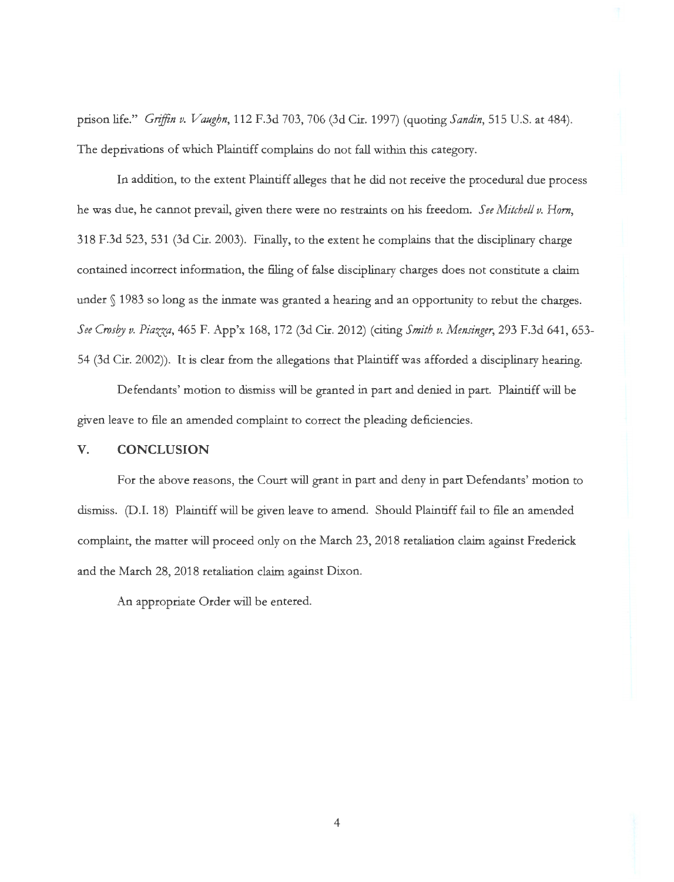prison life." *Griffin v. Vaughn*, 112 F.3d 703, 706 (3d Cir. 1997) (quoting *Sandin*, 515 U.S. at 484). The deprivations of which Plaintiff complains do not fall within this category.

In addition, to the extent Plaintiff alleges that he did not receive the procedural due process he was due, he cannot prevail, given there were no restraints on his freedom. *See Mitchell v. Horn*, 318 F.3d 523, 531 (3d Cir. 2003). Finally, to the extent he complains that the disciplinary charge contained incorrect information, the filing of false disciplinary charges does not constitute a claim under § 1983 so long as the inmate was granted a hearing and an opportunity to rebut the charges. *See Crosby v. Piazza*, 465 F. App'x 168, 172 (3d Cir. 2012) (citing *Smith v. Mensinger*, 293 F.3d 641, 653-54 (3d Cir. 2002)). It is clear from the allegations that Plaintiff was afforded a disciplinary hearing.

Defendants' motion to dismiss will be granted in part and denied in part. Plaintiff will be given leave to file an amended complaint to correct the pleading deficiencies.

## V. CONCLUSION

For the above reasons, the Court will grant in part and deny in part Defendants' motion to dismiss. (D.I. 18) Plaintiff will be given leave to amend. Should Plaintiff fail to file an amended complaint, the matter will proceed only on the March 23, 2018 retaliation claim against Frederick and the March 28, 2018 retaliation claim against Dixon.

An appropriate Order will be entered.